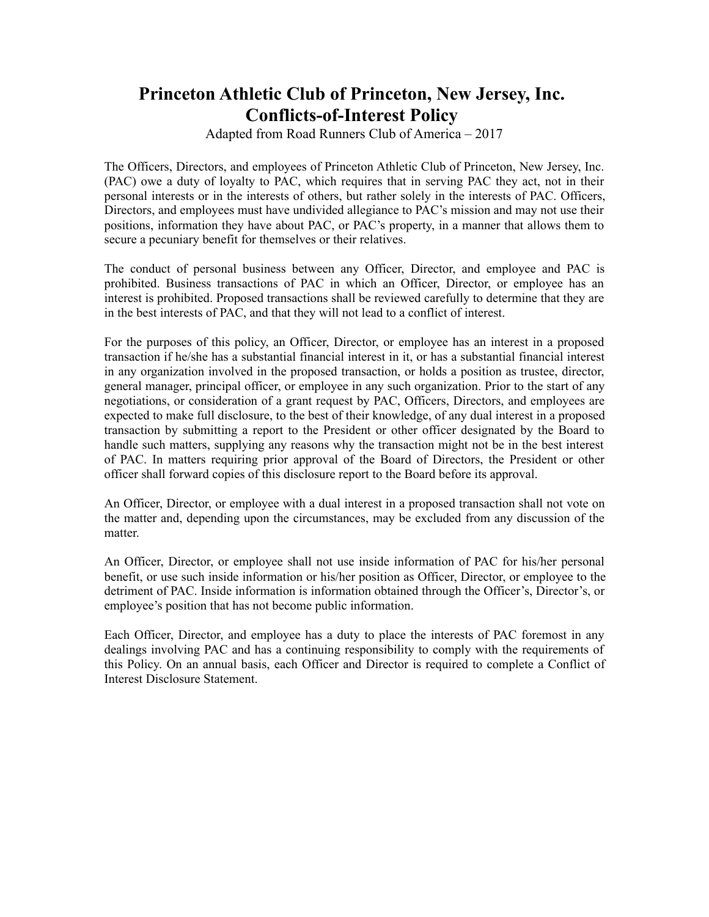# Princeton Athletic Club of Princeton, New Jersey, Inc.
# Conflicts-of-Interest Policy

Adapted from Road Runners Club of America – 2017

The Officers, Directors, and employees of Princeton Athletic Club of Princeton, New Jersey, Inc. (PAC) owe a duty of loyalty to PAC, which requires that in serving PAC they act, not in their personal interests or in the interests of others, but rather solely in the interests of PAC. Officers, Directors, and employees must have undivided allegiance to PAC's mission and may not use their positions, information they have about PAC, or PAC's property, in a manner that allows them to secure a pecuniary benefit for themselves or their relatives.

The conduct of personal business between any Officer, Director, and employee and PAC is prohibited. Business transactions of PAC in which an Officer, Director, or employee has an interest is prohibited. Proposed transactions shall be reviewed carefully to determine that they are in the best interests of PAC, and that they will not lead to a conflict of interest.

For the purposes of this policy, an Officer, Director, or employee has an interest in a proposed transaction if he/she has a substantial financial interest in it, or has a substantial financial interest in any organization involved in the proposed transaction, or holds a position as trustee, director, general manager, principal officer, or employee in any such organization. Prior to the start of any negotiations, or consideration of a grant request by PAC, Officers, Directors, and employees are expected to make full disclosure, to the best of their knowledge, of any dual interest in a proposed transaction by submitting a report to the President or other officer designated by the Board to handle such matters, supplying any reasons why the transaction might not be in the best interest of PAC. In matters requiring prior approval of the Board of Directors, the President or other officer shall forward copies of this disclosure report to the Board before its approval.

An Officer, Director, or employee with a dual interest in a proposed transaction shall not vote on the matter and, depending upon the circumstances, may be excluded from any discussion of the matter.

An Officer, Director, or employee shall not use inside information of PAC for his/her personal benefit, or use such inside information or his/her position as Officer, Director, or employee to the detriment of PAC. Inside information is information obtained through the Officer's, Director's, or employee's position that has not become public information.

Each Officer, Director, and employee has a duty to place the interests of PAC foremost in any dealings involving PAC and has a continuing responsibility to comply with the requirements of this Policy. On an annual basis, each Officer and Director is required to complete a Conflict of Interest Disclosure Statement.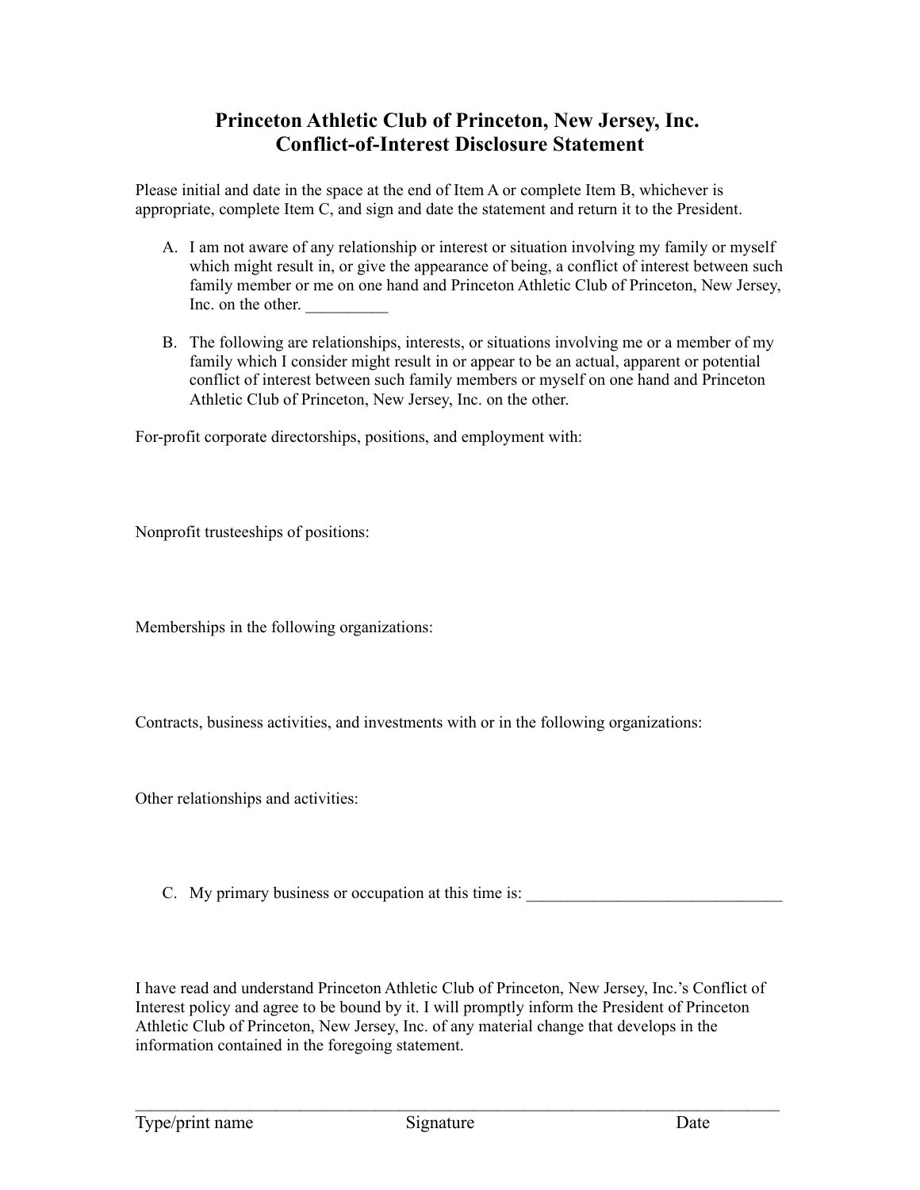# Princeton Athletic Club of Princeton, New Jersey, Inc.
# Conflict-of-Interest Disclosure Statement

Please initial and date in the space at the end of Item A or complete Item B, whichever is appropriate, complete Item C, and sign and date the statement and return it to the President.

A. I am not aware of any relationship or interest or situation involving my family or myself which might result in, or give the appearance of being, a conflict of interest between such family member or me on one hand and Princeton Athletic Club of Princeton, New Jersey, Inc. on the other. __________

B. The following are relationships, interests, or situations involving me or a member of my family which I consider might result in or appear to be an actual, apparent or potential conflict of interest between such family members or myself on one hand and Princeton Athletic Club of Princeton, New Jersey, Inc. on the other.

For-profit corporate directorships, positions, and employment with:

Nonprofit trusteeships of positions:

Memberships in the following organizations:

Contracts, business activities, and investments with or in the following organizations:

Other relationships and activities:

C. My primary business or occupation at this time is: _______________________________

I have read and understand Princeton Athletic Club of Princeton, New Jersey, Inc.'s Conflict of Interest policy and agree to be bound by it. I will promptly inform the President of Princeton Athletic Club of Princeton, New Jersey, Inc. of any material change that develops in the information contained in the foregoing statement.

_____________________________________________________________________________

Type/print name Signature Date